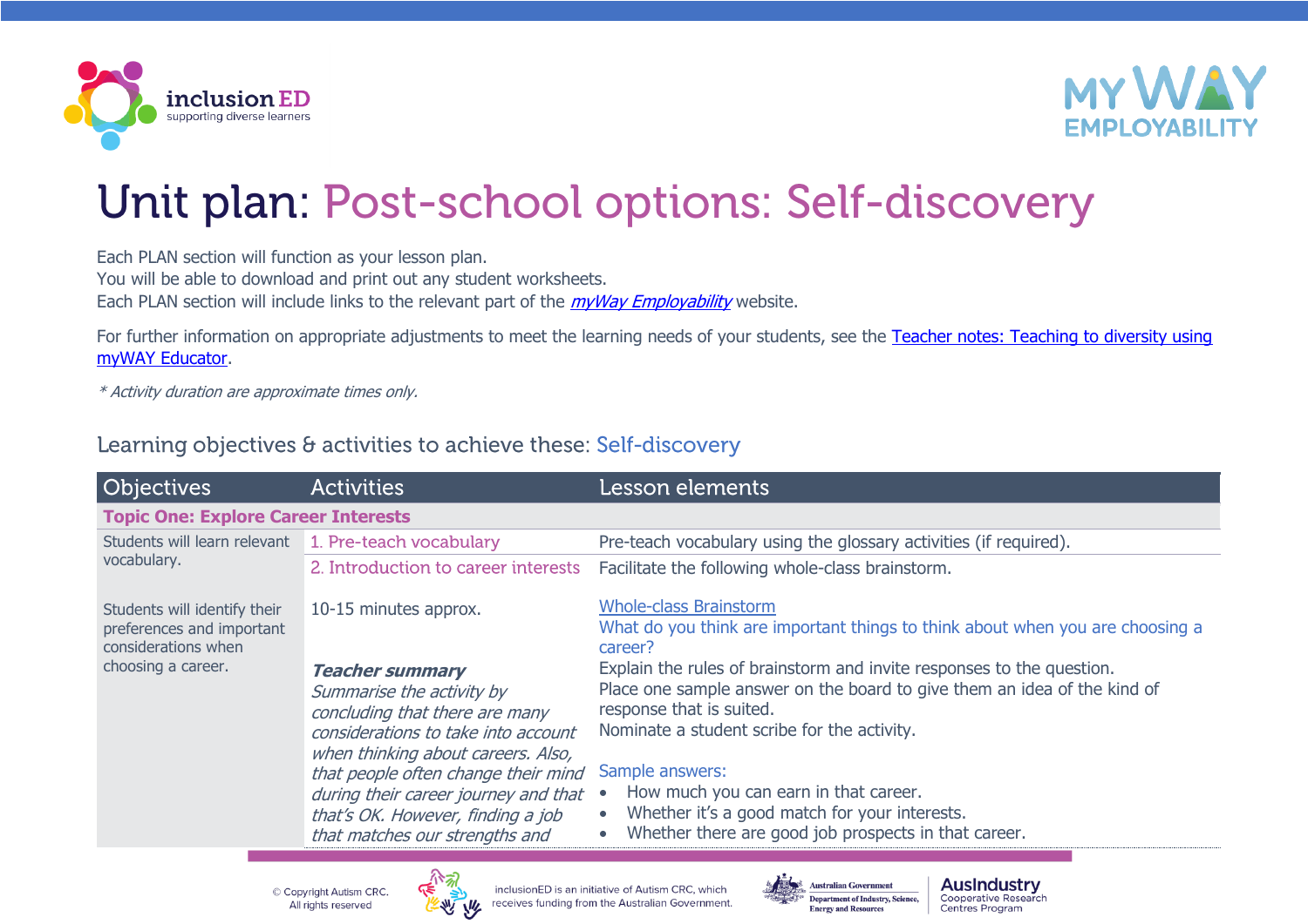# Unit plan: Post-school options: Self-discovery

Each PLAN section will function as your lesson plan.
You will be able to download and print out any student worksheets.
Each PLAN section will include links to the relevant part of the *myWay Employability* website.

For further information on appropriate adjustments to meet the learning needs of your students, see the Teacher notes: Teaching to diversity using myWAY Educator.

*\* Activity duration are approximate times only.*

## Learning objectives & activities to achieve these: Self-discovery

| Objectives | Activities | Lesson elements |
|---|---|---|
| **Topic One: Explore Career Interests** | | |
| Students will learn relevant vocabulary. | 1. Pre-teach vocabulary | Pre-teach vocabulary using the glossary activities (if required). |
| Students will identify their preferences and important considerations when choosing a career. | 2. Introduction to career interests<br><br>10-15 minutes approx.<br><br>***Teacher summary***<br>*Summarise the activity by concluding that there are many considerations to take into account when thinking about careers. Also, that people often change their mind during their career journey and that that's OK. However, finding a job that matches our strengths and* | Facilitate the following whole-class brainstorm.<br><br>Whole-class Brainstorm<br>What do you think are important things to think about when you are choosing a career?<br>Explain the rules of brainstorm and invite responses to the question.<br>Place one sample answer on the board to give them an idea of the kind of response that is suited.<br>Nominate a student scribe for the activity.<br><br>Sample answers:<br>• How much you can earn in that career.<br>• Whether it's a good match for your interests.<br>• Whether there are good job prospects in that career. |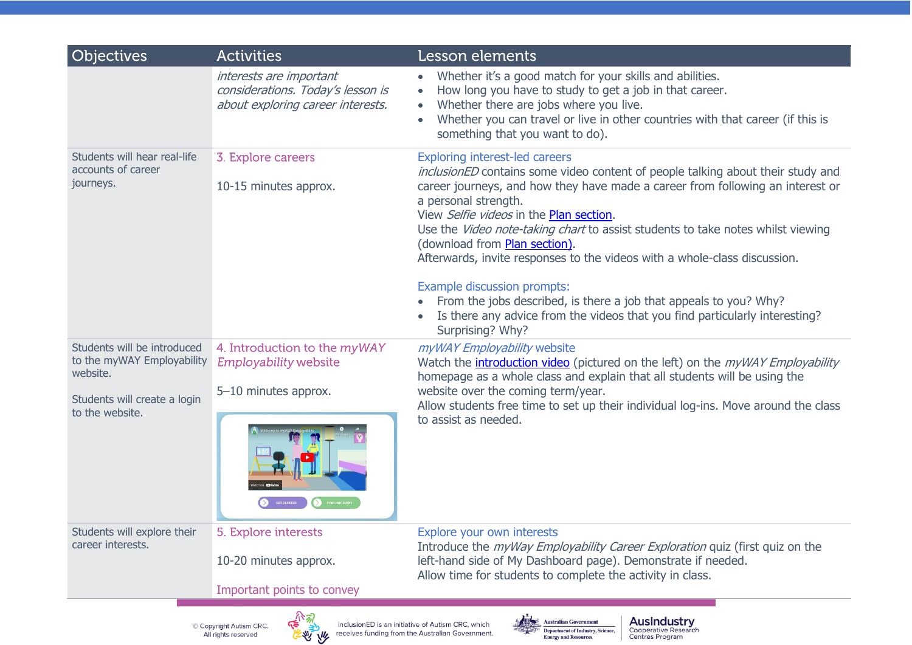| Objectives | Activities | Lesson elements |
|---|---|---|
| | *interests are important considerations. Today's lesson is about exploring career interests.* | • Whether it's a good match for your skills and abilities.<br>• How long you have to study to get a job in that career.<br>• Whether there are jobs where you live.<br>• Whether you can travel or live in other countries with that career (if this is something that you want to do). |
| Students will hear real-life accounts of career journeys. | 3. Explore careers<br><br>10-15 minutes approx. | Exploring interest-led careers<br>*inclusionED* contains some video content of people talking about their study and career journeys, and how they have made a career from following an interest or a personal strength.<br>View *Selfie videos* in the Plan section.<br>Use the *Video note-taking chart* to assist students to take notes whilst viewing (download from Plan section).<br>Afterwards, invite responses to the videos with a whole-class discussion.<br><br>Example discussion prompts:<br>• From the jobs described, is there a job that appeals to you? Why?<br>• Is there any advice from the videos that you find particularly interesting? Surprising? Why? |
| Students will be introduced to the myWAY Employability website.<br><br>Students will create a login to the website. | 4. Introduction to the *myWAY Employability* website<br><br>5–10 minutes approx. | *myWAY Employability* website<br>Watch the introduction video (pictured on the left) on the *myWAY Employability* homepage as a whole class and explain that all students will be using the website over the coming term/year.<br>Allow students free time to set up their individual log-ins. Move around the class to assist as needed. |
| Students will explore their career interests. | 5. Explore interests<br><br>10-20 minutes approx.<br><br>Important points to convey | Explore your own interests<br>Introduce the *myWay Employability Career Exploration* quiz (first quiz on the left-hand side of My Dashboard page). Demonstrate if needed.<br>Allow time for students to complete the activity in class. |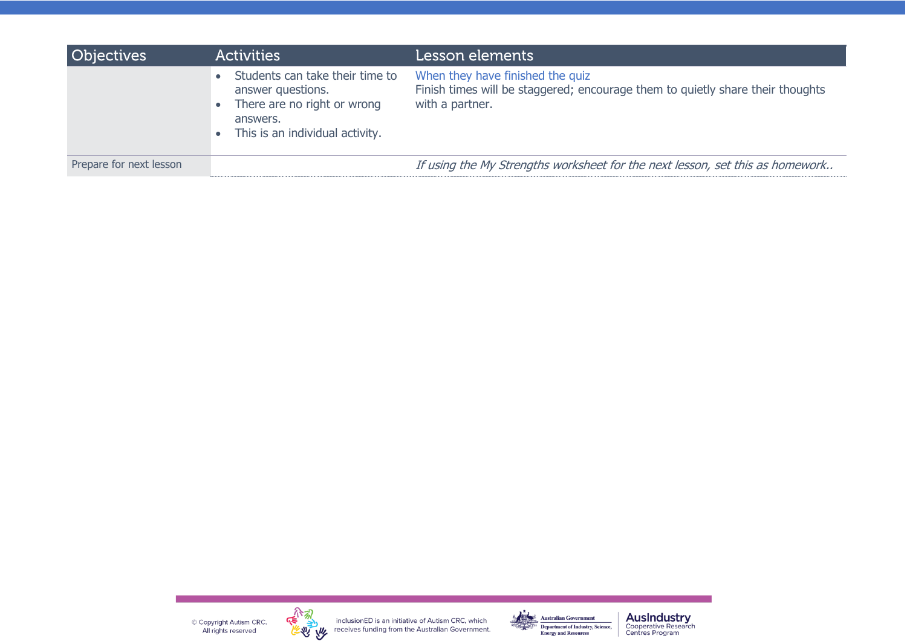| Objectives | Activities | Lesson elements |
| --- | --- | --- |
| | • Students can take their time to answer questions.<br>• There are no right or wrong answers.<br>• This is an individual activity. | When they have finished the quiz<br>Finish times will be staggered; encourage them to quietly share their thoughts with a partner. |
| Prepare for next lesson | | *If using the My Strengths worksheet for the next lesson, set this as homework..* |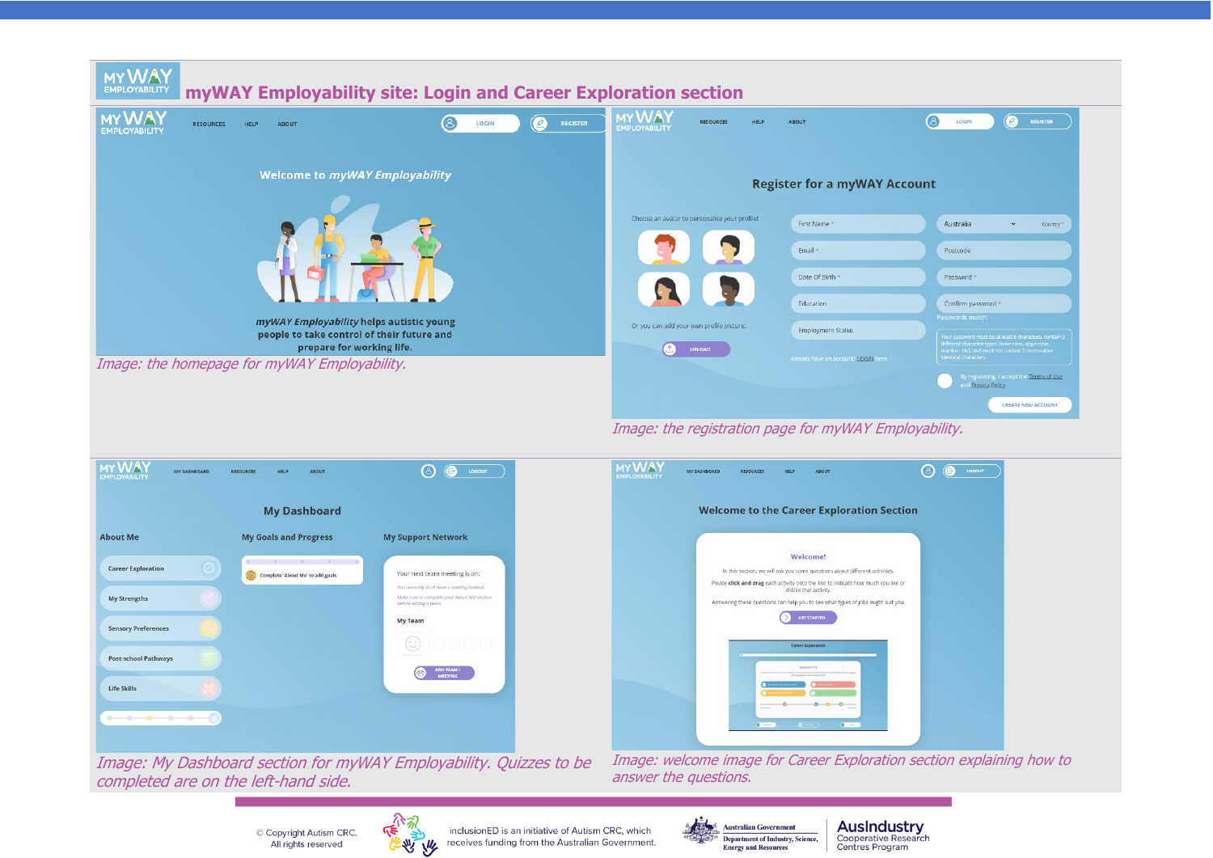## myWAY Employability site: Login and Career Exploration section

*Image: the homepage for myWAY Employability.*

*Image: the registration page for myWAY Employability.*

*Image: My Dashboard section for myWAY Employability. Quizzes to be completed are on the left-hand side.*

*Image: welcome image for Career Exploration section explaining how to answer the questions.*

© Copyright Autism CRC. All rights reserved

inclusionED is an initiative of Autism CRC, which receives funding from the Australian Government.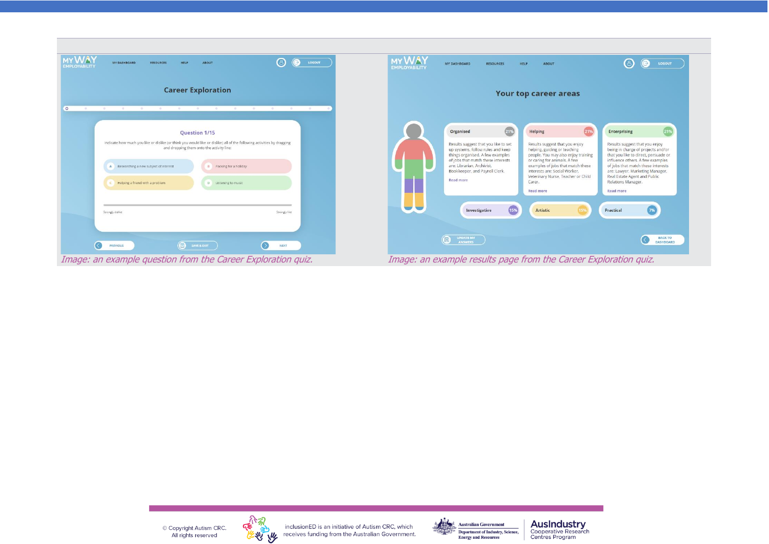*Image: an example question from the Career Exploration quiz.*

*Image: an example results page from the Career Exploration quiz.*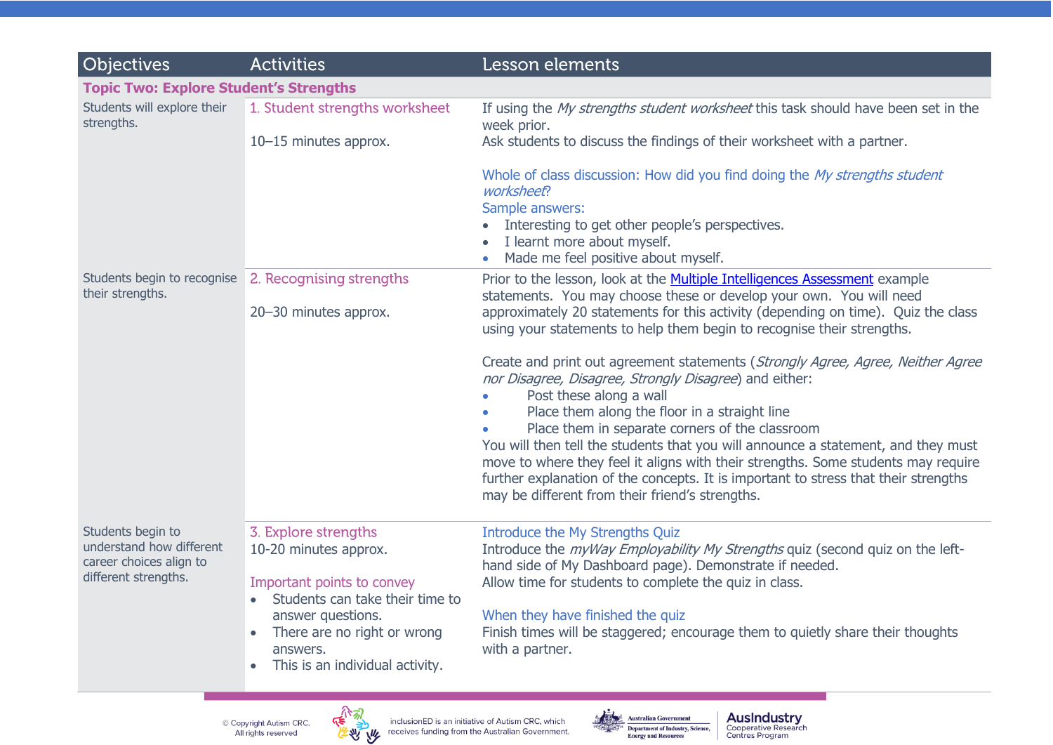| Objectives | Activities | Lesson elements |
|---|---|---|
| **Topic Two: Explore Student's Strengths** | | |
| Students will explore their strengths. | 1. Student strengths worksheet<br><br>10–15 minutes approx. | If using the *My strengths student worksheet* this task should have been set in the week prior.<br>Ask students to discuss the findings of their worksheet with a partner.<br><br>Whole of class discussion: How did you find doing the *My strengths student worksheet*?<br>Sample answers:<br>• Interesting to get other people's perspectives.<br>• I learnt more about myself.<br>• Made me feel positive about myself. |
| Students begin to recognise their strengths. | 2. Recognising strengths<br><br>20–30 minutes approx. | Prior to the lesson, look at the [Multiple Intelligences Assessment] example statements. You may choose these or develop your own. You will need approximately 20 statements for this activity (depending on time). Quiz the class using your statements to help them begin to recognise their strengths.<br><br>Create and print out agreement statements (*Strongly Agree, Agree, Neither Agree nor Disagree, Disagree, Strongly Disagree*) and either:<br>• Post these along a wall<br>• Place them along the floor in a straight line<br>• Place them in separate corners of the classroom<br>You will then tell the students that you will announce a statement, and they must move to where they feel it aligns with their strengths. Some students may require further explanation of the concepts. It is important to stress that their strengths may be different from their friend's strengths. |
| Students begin to understand how different career choices align to different strengths. | 3. Explore strengths<br>10-20 minutes approx.<br><br>Important points to convey<br>• Students can take their time to answer questions.<br>• There are no right or wrong answers.<br>• This is an individual activity. | Introduce the My Strengths Quiz<br>Introduce the *myWay Employability My Strengths* quiz (second quiz on the left-hand side of My Dashboard page). Demonstrate if needed.<br>Allow time for students to complete the quiz in class.<br><br>When they have finished the quiz<br>Finish times will be staggered; encourage them to quietly share their thoughts with a partner. |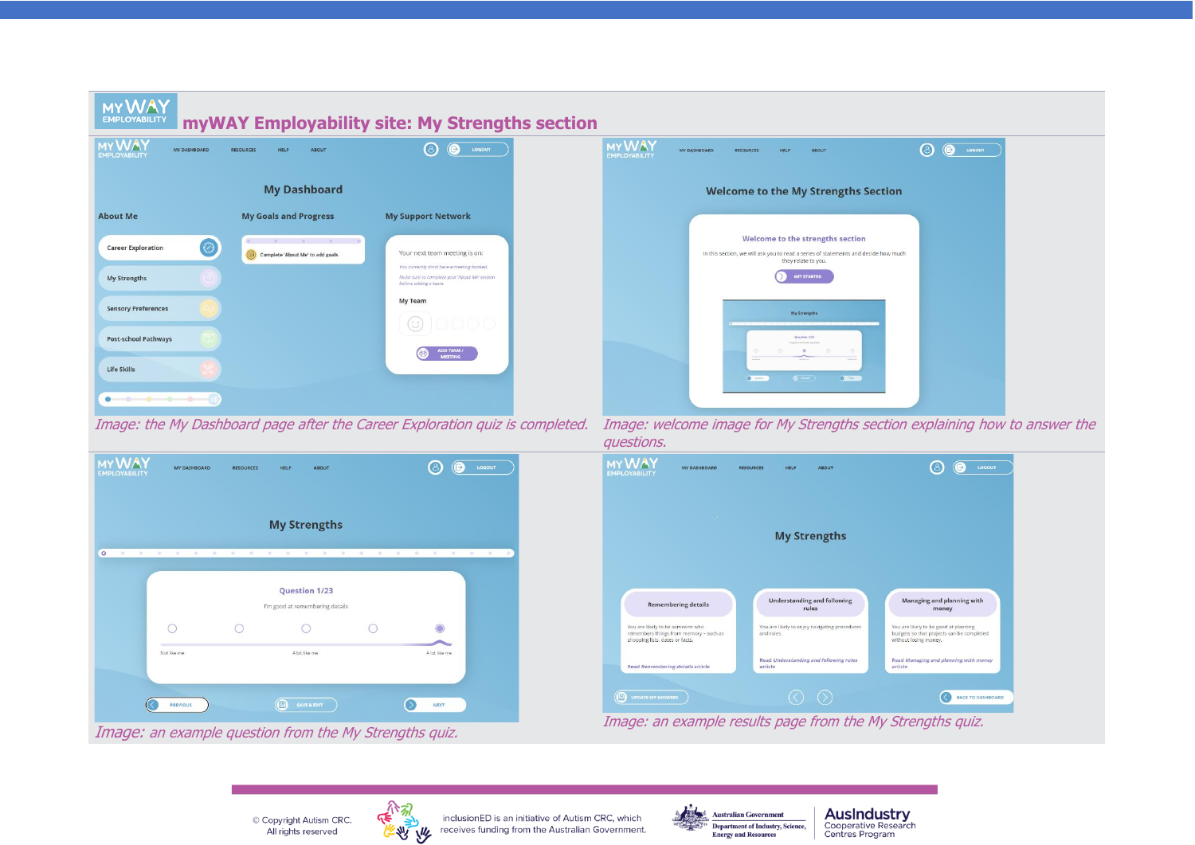## myWAY Employability site: My Strengths section

*Image: the My Dashboard page after the Career Exploration quiz is completed.*

*Image: welcome image for My Strengths section explaining how to answer the questions.*

*Image: an example question from the My Strengths quiz.*

*Image: an example results page from the My Strengths quiz.*

© Copyright Autism CRC. All rights reserved

inclusionED is an initiative of Autism CRC, which receives funding from the Australian Government.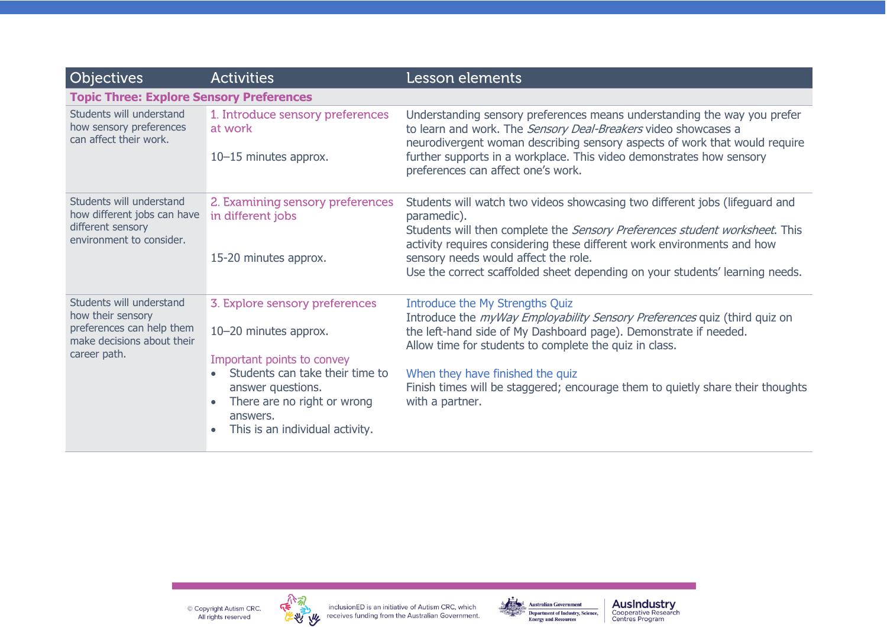| Objectives | Activities | Lesson elements |
|---|---|---|
| **Topic Three: Explore Sensory Preferences** | | |
| Students will understand how sensory preferences can affect their work. | 1. Introduce sensory preferences at work<br><br>10–15 minutes approx. | Understanding sensory preferences means understanding the way you prefer to learn and work. The *Sensory Deal-Breakers* video showcases a neurodivergent woman describing sensory aspects of work that would require further supports in a workplace. This video demonstrates how sensory preferences can affect one's work. |
| Students will understand how different jobs can have different sensory environment to consider. | 2. Examining sensory preferences in different jobs<br><br>15-20 minutes approx. | Students will watch two videos showcasing two different jobs (lifeguard and paramedic).<br>Students will then complete the *Sensory Preferences student worksheet*. This activity requires considering these different work environments and how sensory needs would affect the role.<br>Use the correct scaffolded sheet depending on your students' learning needs. |
| Students will understand how their sensory preferences can help them make decisions about their career path. | 3. Explore sensory preferences<br><br>10–20 minutes approx.<br><br>Important points to convey<br>• Students can take their time to answer questions.<br>• There are no right or wrong answers.<br>• This is an individual activity. | Introduce the My Strengths Quiz<br>Introduce the *myWay Employability Sensory Preferences* quiz (third quiz on the left-hand side of My Dashboard page). Demonstrate if needed.<br>Allow time for students to complete the quiz in class.<br><br>When they have finished the quiz<br>Finish times will be staggered; encourage them to quietly share their thoughts with a partner. |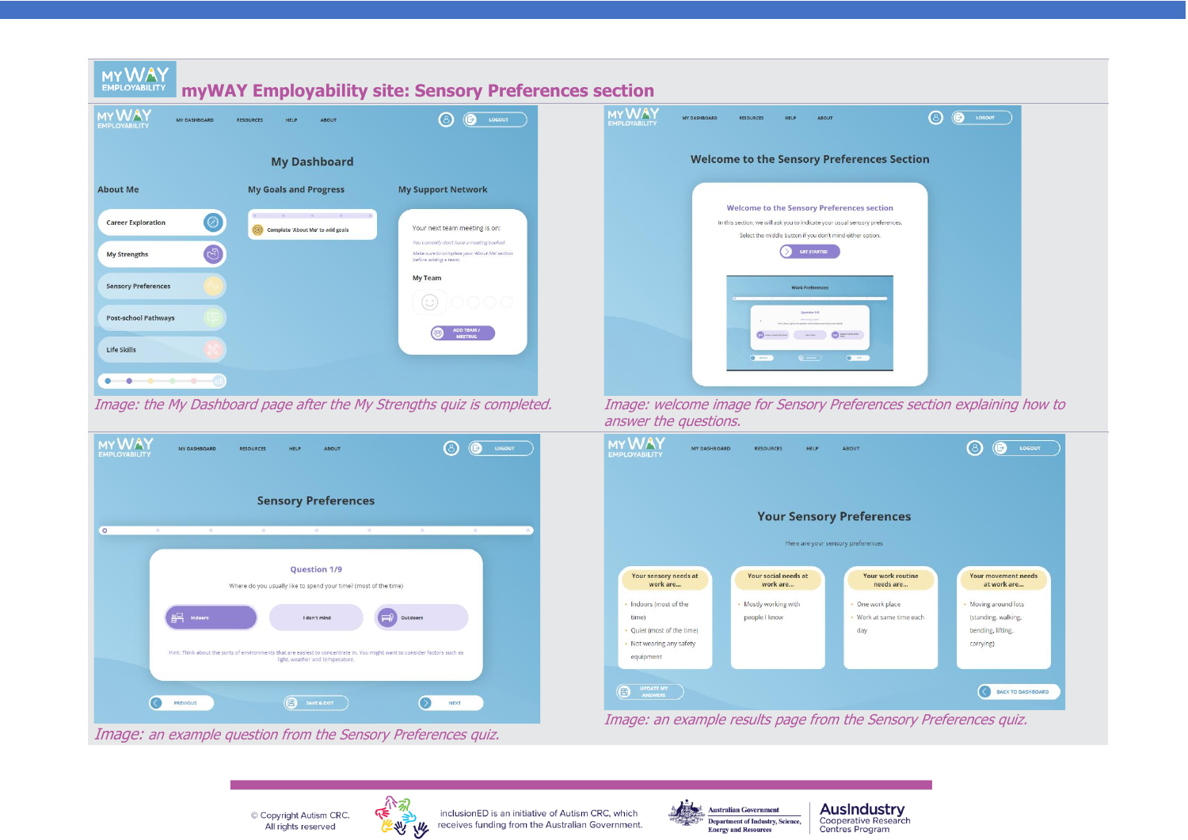## myWAY Employability site: Sensory Preferences section

*Image: the My Dashboard page after the My Strengths quiz is completed.*

*Image: welcome image for Sensory Preferences section explaining how to answer the questions.*

*Image: an example question from the Sensory Preferences quiz.*

*Image: an example results page from the Sensory Preferences quiz.*

© Copyright Autism CRC. All rights reserved

inclusionED is an initiative of Autism CRC, which receives funding from the Australian Government.